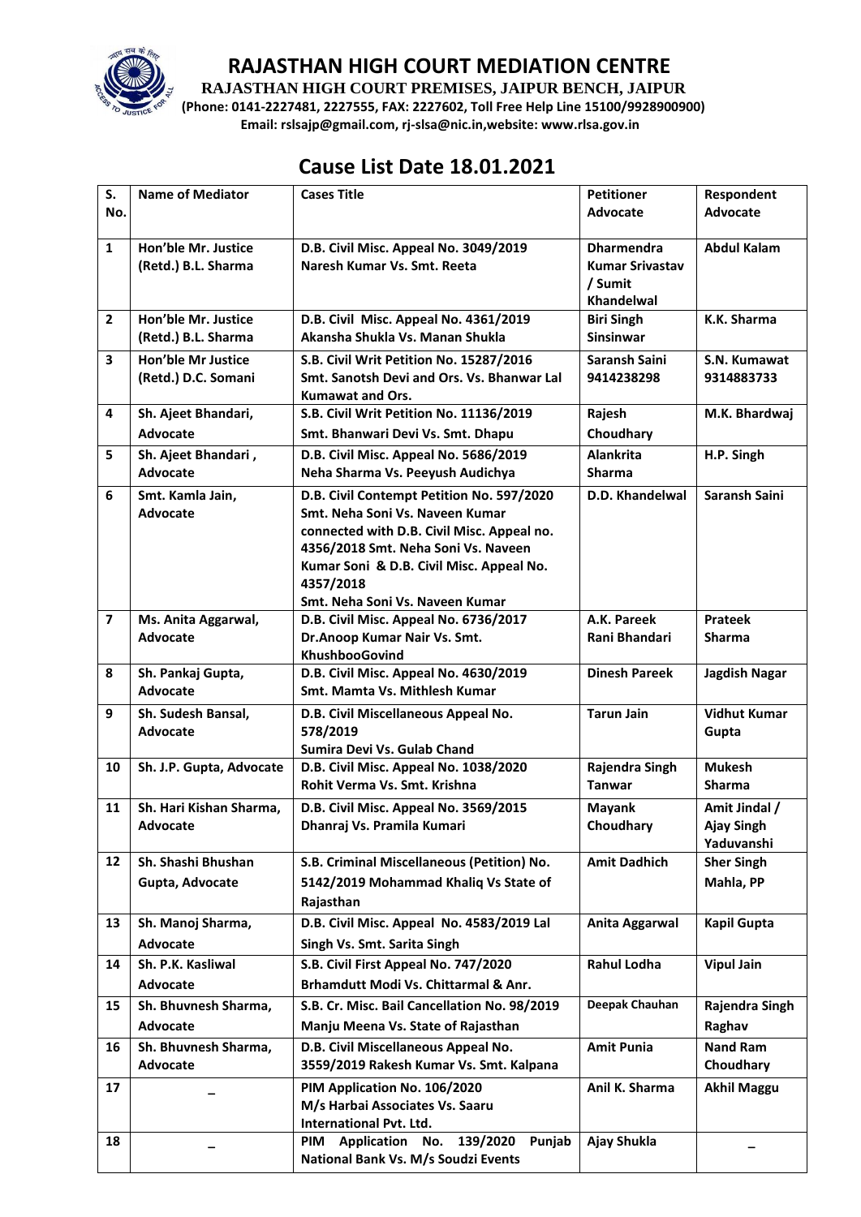# RAJASTHAN HIGH COURT MEDIATION CENTRE

**RAJASTHAN HIGH COURT PREMISES, JAIPUR BENCH, JAIPUR**

**(Phone: 0141-2227481, 2227555, FAX: 2227602, Toll Free Help Line 15100/9928900900)**

**Email: rslsajp@gmail.com, rj-slsa@nic.in,website: www.rlsa.gov.in**

## Cause List Date 18.01.2021

| S. No. | Name of Mediator | Cases Title | Petitioner Advocate | Respondent Advocate |
|---|---|---|---|---|
| 1 | Hon'ble Mr. Justice (Retd.) B.L. Sharma | D.B. Civil Misc. Appeal No. 3049/2019 Naresh Kumar Vs. Smt. Reeta | Dharmendra Kumar Srivastav / Sumit Khandelwal | Abdul Kalam |
| 2 | Hon'ble Mr. Justice (Retd.) B.L. Sharma | D.B. Civil Misc. Appeal No. 4361/2019 Akansha Shukla Vs. Manan Shukla | Biri Singh Sinsinwar | K.K. Sharma |
| 3 | Hon'ble Mr Justice (Retd.) D.C. Somani | S.B. Civil Writ Petition No. 15287/2016 Smt. Sanotsh Devi and Ors. Vs. Bhanwar Lal Kumawat and Ors. | Saransh Saini 9414238298 | S.N. Kumawat 9314883733 |
| 4 | Sh. Ajeet Bhandari, Advocate | S.B. Civil Writ Petition No. 11136/2019 Smt. Bhanwari Devi Vs. Smt. Dhapu | Rajesh Choudhary | M.K. Bhardwaj |
| 5 | Sh. Ajeet Bhandari , Advocate | D.B. Civil Misc. Appeal No. 5686/2019 Neha Sharma Vs. Peeyush Audichya | Alankrita Sharma | H.P. Singh |
| 6 | Smt. Kamla Jain, Advocate | D.B. Civil Contempt Petition No. 597/2020 Smt. Neha Soni Vs. Naveen Kumar connected with D.B. Civil Misc. Appeal no. 4356/2018 Smt. Neha Soni Vs. Naveen Kumar Soni & D.B. Civil Misc. Appeal No. 4357/2018 Smt. Neha Soni Vs. Naveen Kumar | D.D. Khandelwal | Saransh Saini |
| 7 | Ms. Anita Aggarwal, Advocate | D.B. Civil Misc. Appeal No. 6736/2017 Dr.Anoop Kumar Nair Vs. Smt. KhushbooGovind | A.K. Pareek Rani Bhandari | Prateek Sharma |
| 8 | Sh. Pankaj Gupta, Advocate | D.B. Civil Misc. Appeal No. 4630/2019 Smt. Mamta Vs. Mithlesh Kumar | Dinesh Pareek | Jagdish Nagar |
| 9 | Sh. Sudesh Bansal, Advocate | D.B. Civil Miscellaneous Appeal No. 578/2019 Sumira Devi Vs. Gulab Chand | Tarun Jain | Vidhut Kumar Gupta |
| 10 | Sh. J.P. Gupta, Advocate | D.B. Civil Misc. Appeal No. 1038/2020 Rohit Verma Vs. Smt. Krishna | Rajendra Singh Tanwar | Mukesh Sharma |
| 11 | Sh. Hari Kishan Sharma, Advocate | D.B. Civil Misc. Appeal No. 3569/2015 Dhanraj Vs. Pramila Kumari | Mayank Choudhary | Amit Jindal / Ajay Singh Yaduvanshi |
| 12 | Sh. Shashi Bhushan Gupta, Advocate | S.B. Criminal Miscellaneous (Petition) No. 5142/2019 Mohammad Khaliq Vs State of Rajasthan | Amit Dadhich | Sher Singh Mahla, PP |
| 13 | Sh. Manoj Sharma, Advocate | D.B. Civil Misc. Appeal No. 4583/2019 Lal Singh Vs. Smt. Sarita Singh | Anita Aggarwal | Kapil Gupta |
| 14 | Sh. P.K. Kasliwal Advocate | S.B. Civil First Appeal No. 747/2020 Brhamdutt Modi Vs. Chittarmal & Anr. | Rahul Lodha | Vipul Jain |
| 15 | Sh. Bhuvnesh Sharma, Advocate | S.B. Cr. Misc. Bail Cancellation No. 98/2019 Manju Meena Vs. State of Rajasthan | Deepak Chauhan | Rajendra Singh Raghav |
| 16 | Sh. Bhuvnesh Sharma, Advocate | D.B. Civil Miscellaneous Appeal No. 3559/2019 Rakesh Kumar Vs. Smt. Kalpana | Amit Punia | Nand Ram Choudhary |
| 17 | – | PIM Application No. 106/2020 M/s Harbai Associates Vs. Saaru International Pvt. Ltd. | Anil K. Sharma | Akhil Maggu |
| 18 | – | PIM Application No. 139/2020 Punjab National Bank Vs. M/s Soudzi Events | Ajay Shukla | – |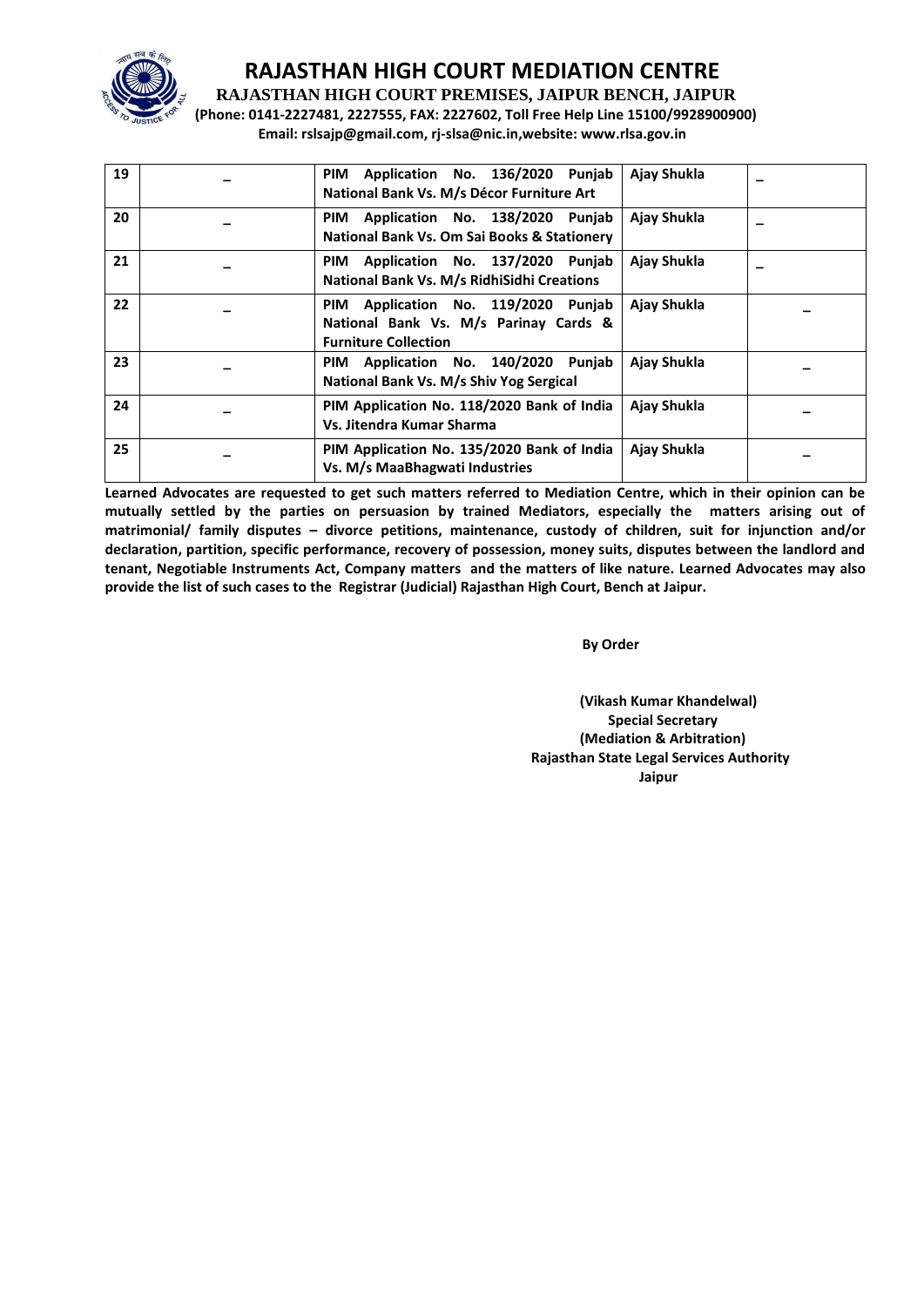# RAJASTHAN HIGH COURT MEDIATION CENTRE

**RAJASTHAN HIGH COURT PREMISES, JAIPUR BENCH, JAIPUR**

**(Phone: 0141-2227481, 2227555, FAX: 2227602, Toll Free Help Line 15100/9928900900)**

**Email: rslsajp@gmail.com, rj-slsa@nic.in,website: www.rlsa.gov.in**

| | | | | |
|---|---|---|---|---|
| **19** | – | **PIM Application No. 136/2020 Punjab National Bank Vs. M/s Décor Furniture Art** | **Ajay Shukla** | – |
| **20** | – | **PIM Application No. 138/2020 Punjab National Bank Vs. Om Sai Books & Stationery** | **Ajay Shukla** | – |
| **21** | – | **PIM Application No. 137/2020 Punjab National Bank Vs. M/s RidhiSidhi Creations** | **Ajay Shukla** | – |
| **22** | – | **PIM Application No. 119/2020 Punjab National Bank Vs. M/s Parinay Cards & Furniture Collection** | **Ajay Shukla** | – |
| **23** | – | **PIM Application No. 140/2020 Punjab National Bank Vs. M/s Shiv Yog Sergical** | **Ajay Shukla** | – |
| **24** | – | **PIM Application No. 118/2020 Bank of India Vs. Jitendra Kumar Sharma** | **Ajay Shukla** | – |
| **25** | – | **PIM Application No. 135/2020 Bank of India Vs. M/s MaaBhagwati Industries** | **Ajay Shukla** | – |

**Learned Advocates are requested to get such matters referred to Mediation Centre, which in their opinion can be mutually settled by the parties on persuasion by trained Mediators, especially the matters arising out of matrimonial/ family disputes – divorce petitions, maintenance, custody of children, suit for injunction and/or declaration, partition, specific performance, recovery of possession, money suits, disputes between the landlord and tenant, Negotiable Instruments Act, Company matters and the matters of like nature. Learned Advocates may also provide the list of such cases to the Registrar (Judicial) Rajasthan High Court, Bench at Jaipur.**

**By Order**

**(Vikash Kumar Khandelwal)**
**Special Secretary**
**(Mediation & Arbitration)**
**Rajasthan State Legal Services Authority**
**Jaipur**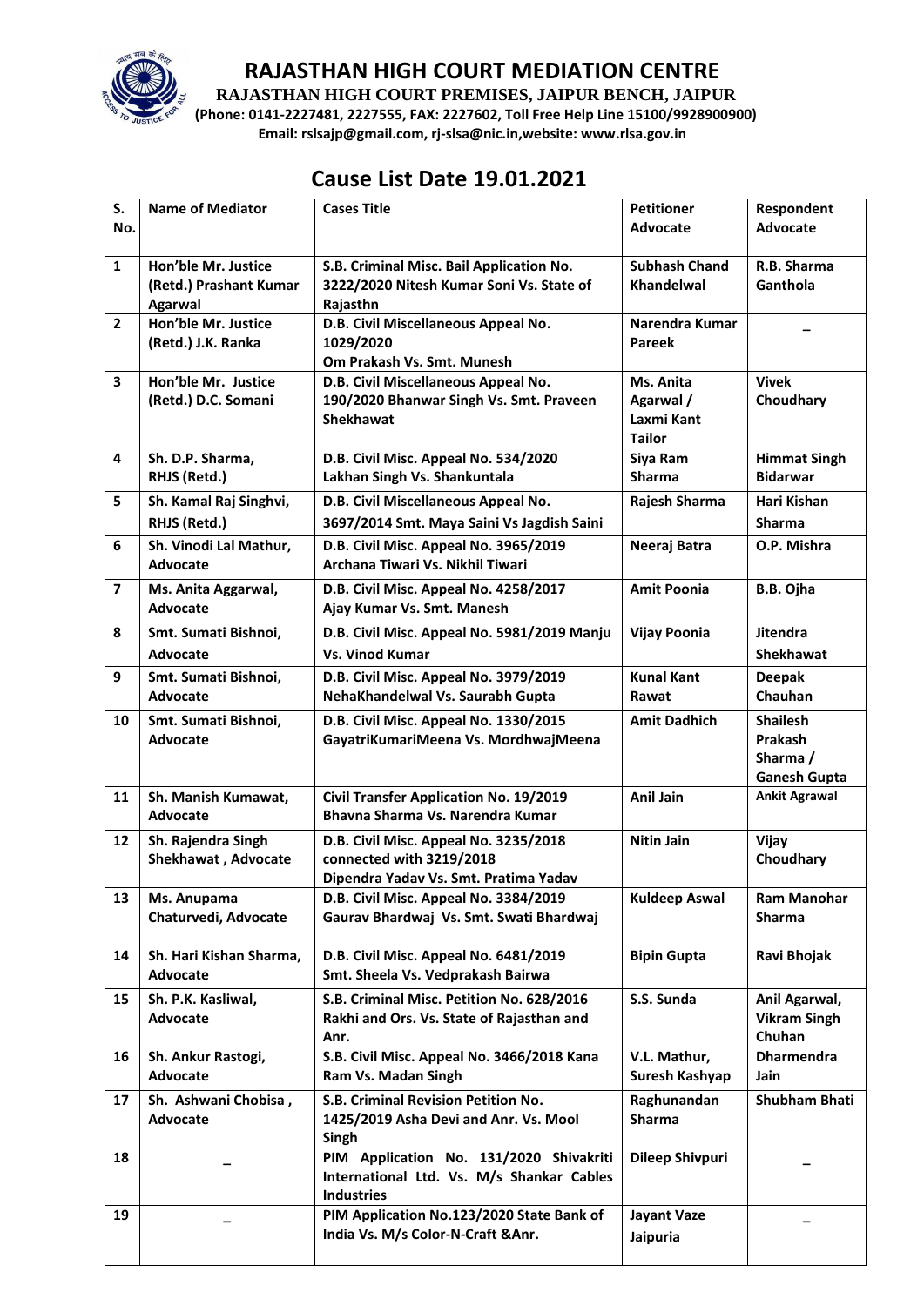# RAJASTHAN HIGH COURT MEDIATION CENTRE

**RAJASTHAN HIGH COURT PREMISES, JAIPUR BENCH, JAIPUR**

**(Phone: 0141-2227481, 2227555, FAX: 2227602, Toll Free Help Line 15100/9928900900)**

**Email: rslsajp@gmail.com, rj-slsa@nic.in,website: www.rlsa.gov.in**

## Cause List Date 19.01.2021

| S. No. | Name of Mediator | Cases Title | Petitioner Advocate | Respondent Advocate |
|---|---|---|---|---|
| 1 | Hon'ble Mr. Justice (Retd.) Prashant Kumar Agarwal | S.B. Criminal Misc. Bail Application No. 3222/2020 Nitesh Kumar Soni Vs. State of Rajasthn | Subhash Chand Khandelwal | R.B. Sharma Ganthola |
| 2 | Hon'ble Mr. Justice (Retd.) J.K. Ranka | D.B. Civil Miscellaneous Appeal No. 1029/2020 Om Prakash Vs. Smt. Munesh | Narendra Kumar Pareek | _ |
| 3 | Hon'ble Mr. Justice (Retd.) D.C. Somani | D.B. Civil Miscellaneous Appeal No. 190/2020 Bhanwar Singh Vs. Smt. Praveen Shekhawat | Ms. Anita Agarwal / Laxmi Kant Tailor | Vivek Choudhary |
| 4 | Sh. D.P. Sharma, RHJS (Retd.) | D.B. Civil Misc. Appeal No. 534/2020 Lakhan Singh Vs. Shankuntala | Siya Ram Sharma | Himmat Singh Bidarwar |
| 5 | Sh. Kamal Raj Singhvi, RHJS (Retd.) | D.B. Civil Miscellaneous Appeal No. 3697/2014 Smt. Maya Saini Vs Jagdish Saini | Rajesh Sharma | Hari Kishan Sharma |
| 6 | Sh. Vinodi Lal Mathur, Advocate | D.B. Civil Misc. Appeal No. 3965/2019 Archana Tiwari Vs. Nikhil Tiwari | Neeraj Batra | O.P. Mishra |
| 7 | Ms. Anita Aggarwal, Advocate | D.B. Civil Misc. Appeal No. 4258/2017 Ajay Kumar Vs. Smt. Manesh | Amit Poonia | B.B. Ojha |
| 8 | Smt. Sumati Bishnoi, Advocate | D.B. Civil Misc. Appeal No. 5981/2019 Manju Vs. Vinod Kumar | Vijay Poonia | Jitendra Shekhawat |
| 9 | Smt. Sumati Bishnoi, Advocate | D.B. Civil Misc. Appeal No. 3979/2019 NehaKhandelwal Vs. Saurabh Gupta | Kunal Kant Rawat | Deepak Chauhan |
| 10 | Smt. Sumati Bishnoi, Advocate | D.B. Civil Misc. Appeal No. 1330/2015 GayatriKumariMeena Vs. MordhwajMeena | Amit Dadhich | Shailesh Prakash Sharma / Ganesh Gupta |
| 11 | Sh. Manish Kumawat, Advocate | Civil Transfer Application No. 19/2019 Bhavna Sharma Vs. Narendra Kumar | Anil Jain | Ankit Agrawal |
| 12 | Sh. Rajendra Singh Shekhawat , Advocate | D.B. Civil Misc. Appeal No. 3235/2018 connected with 3219/2018 Dipendra Yadav Vs. Smt. Pratima Yadav | Nitin Jain | Vijay Choudhary |
| 13 | Ms. Anupama Chaturvedi, Advocate | D.B. Civil Misc. Appeal No. 3384/2019 Gaurav Bhardwaj Vs. Smt. Swati Bhardwaj | Kuldeep Aswal | Ram Manohar Sharma |
| 14 | Sh. Hari Kishan Sharma, Advocate | D.B. Civil Misc. Appeal No. 6481/2019 Smt. Sheela Vs. Vedprakash Bairwa | Bipin Gupta | Ravi Bhojak |
| 15 | Sh. P.K. Kasliwal, Advocate | S.B. Criminal Misc. Petition No. 628/2016 Rakhi and Ors. Vs. State of Rajasthan and Anr. | S.S. Sunda | Anil Agarwal, Vikram Singh Chuhan |
| 16 | Sh. Ankur Rastogi, Advocate | S.B. Civil Misc. Appeal No. 3466/2018 Kana Ram Vs. Madan Singh | V.L. Mathur, Suresh Kashyap | Dharmendra Jain |
| 17 | Sh. Ashwani Chobisa , Advocate | S.B. Criminal Revision Petition No. 1425/2019 Asha Devi and Anr. Vs. Mool Singh | Raghunandan Sharma | Shubham Bhati |
| 18 | _ | PIM Application No. 131/2020 Shivakriti International Ltd. Vs. M/s Shankar Cables Industries | Dileep Shivpuri | _ |
| 19 | _ | PIM Application No.123/2020 State Bank of India Vs. M/s Color-N-Craft &Anr. | Jayant Vaze Jaipuria | _ |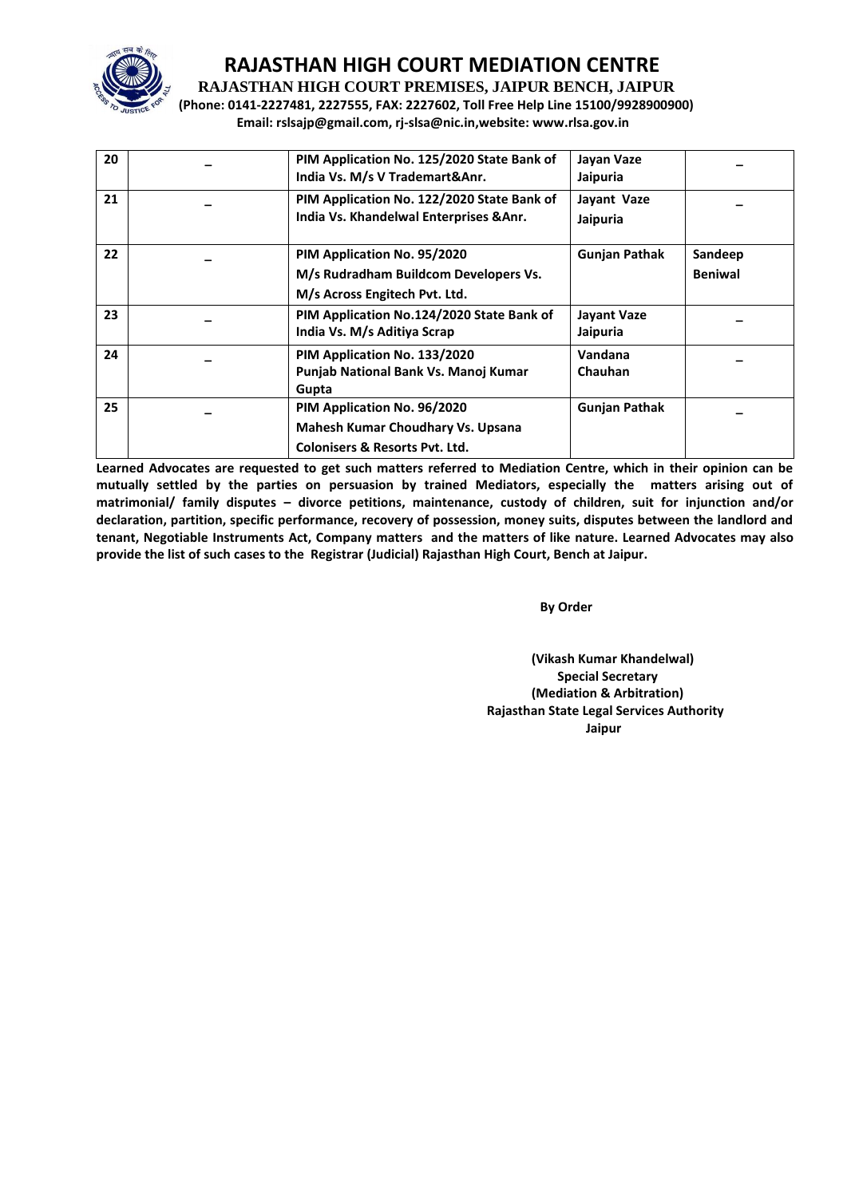# RAJASTHAN HIGH COURT MEDIATION CENTRE

**RAJASTHAN HIGH COURT PREMISES, JAIPUR BENCH, JAIPUR**

**(Phone: 0141-2227481, 2227555, FAX: 2227602, Toll Free Help Line 15100/9928900900)**

**Email: rslsajp@gmail.com, rj-slsa@nic.in,website: www.rlsa.gov.in**

| | | | | |
|---|---|---|---|---|
| 20 | – | PIM Application No. 125/2020 State Bank of India Vs. M/s V Trademart&Anr. | Jayan Vaze Jaipuria | – |
| 21 | – | PIM Application No. 122/2020 State Bank of India Vs. Khandelwal Enterprises &Anr. | Jayant Vaze Jaipuria | – |
| 22 | – | PIM Application No. 95/2020 M/s Rudradham Buildcom Developers Vs. M/s Across Engitech Pvt. Ltd. | Gunjan Pathak | Sandeep Beniwal |
| 23 | – | PIM Application No.124/2020 State Bank of India Vs. M/s Aditiya Scrap | Jayant Vaze Jaipuria | – |
| 24 | – | PIM Application No. 133/2020 Punjab National Bank Vs. Manoj Kumar Gupta | Vandana Chauhan | – |
| 25 | – | PIM Application No. 96/2020 Mahesh Kumar Choudhary Vs. Upsana Colonisers & Resorts Pvt. Ltd. | Gunjan Pathak | – |

**Learned Advocates are requested to get such matters referred to Mediation Centre, which in their opinion can be mutually settled by the parties on persuasion by trained Mediators, especially the matters arising out of matrimonial/ family disputes – divorce petitions, maintenance, custody of children, suit for injunction and/or declaration, partition, specific performance, recovery of possession, money suits, disputes between the landlord and tenant, Negotiable Instruments Act, Company matters and the matters of like nature. Learned Advocates may also provide the list of such cases to the Registrar (Judicial) Rajasthan High Court, Bench at Jaipur.**

**By Order**

**(Vikash Kumar Khandelwal)**
**Special Secretary**
**(Mediation & Arbitration)**
**Rajasthan State Legal Services Authority**
**Jaipur**